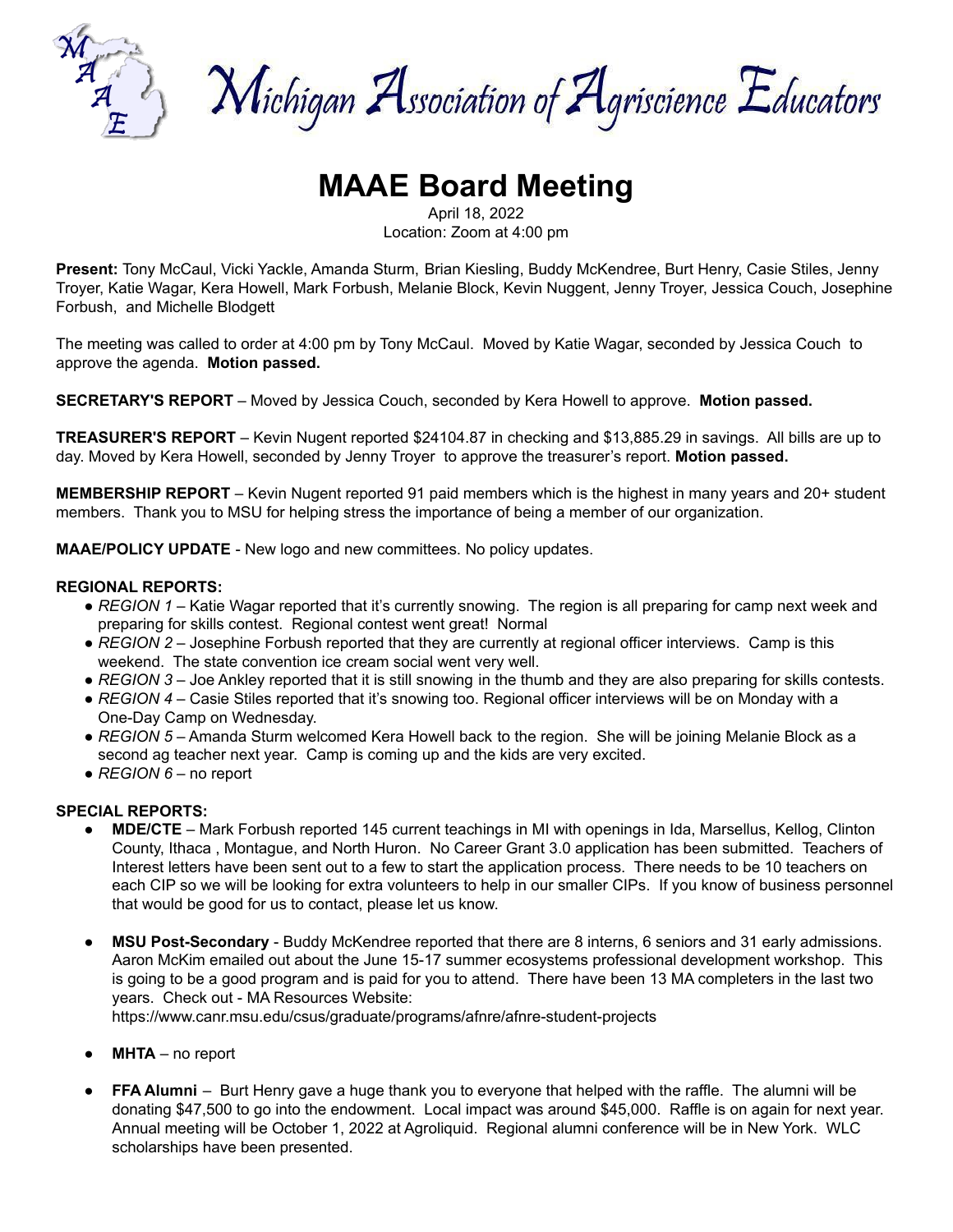# Michigan Association of Agriscience Educators

# MAAE Board Meeting

April 18, 2022
Location: Zoom at 4:00 pm

**Present:** Tony McCaul, Vicki Yackle, Amanda Sturm, Brian Kiesling, Buddy McKendree, Burt Henry, Casie Stiles, Jenny Troyer, Katie Wagar, Kera Howell, Mark Forbush, Melanie Block, Kevin Nuggent, Jenny Troyer, Jessica Couch, Josephine Forbush, and Michelle Blodgett

The meeting was called to order at 4:00 pm by Tony McCaul. Moved by Katie Wagar, seconded by Jessica Couch to approve the agenda. **Motion passed.**

**SECRETARY'S REPORT** – Moved by Jessica Couch, seconded by Kera Howell to approve. **Motion passed.**

**TREASURER'S REPORT** – Kevin Nugent reported $24104.87 in checking and $13,885.29 in savings. All bills are up to day. Moved by Kera Howell, seconded by Jenny Troyer to approve the treasurer's report. **Motion passed.**

**MEMBERSHIP REPORT** – Kevin Nugent reported 91 paid members which is the highest in many years and 20+ student members. Thank you to MSU for helping stress the importance of being a member of our organization.

**MAAE/POLICY UPDATE** - New logo and new committees. No policy updates.

**REGIONAL REPORTS:**

- *REGION 1* – Katie Wagar reported that it's currently snowing. The region is all preparing for camp next week and preparing for skills contest. Regional contest went great! Normal
- *REGION 2* – Josephine Forbush reported that they are currently at regional officer interviews. Camp is this weekend. The state convention ice cream social went very well.
- *REGION 3* – Joe Ankley reported that it is still snowing in the thumb and they are also preparing for skills contests.
- *REGION 4* – Casie Stiles reported that it's snowing too. Regional officer interviews will be on Monday with a One-Day Camp on Wednesday.
- *REGION 5* – Amanda Sturm welcomed Kera Howell back to the region. She will be joining Melanie Block as a second ag teacher next year. Camp is coming up and the kids are very excited.
- *REGION 6* – no report

**SPECIAL REPORTS:**

- **MDE/CTE** – Mark Forbush reported 145 current teachings in MI with openings in Ida, Marsellus, Kellog, Clinton County, Ithaca , Montague, and North Huron. No Career Grant 3.0 application has been submitted. Teachers of Interest letters have been sent out to a few to start the application process. There needs to be 10 teachers on each CIP so we will be looking for extra volunteers to help in our smaller CIPs. If you know of business personnel that would be good for us to contact, please let us know.

- **MSU Post-Secondary** - Buddy McKendree reported that there are 8 interns, 6 seniors and 31 early admissions. Aaron McKim emailed out about the June 15-17 summer ecosystems professional development workshop. This is going to be a good program and is paid for you to attend. There have been 13 MA completers in the last two years. Check out - MA Resources Website: https://www.canr.msu.edu/csus/graduate/programs/afnre/afnre-student-projects

- **MHTA** – no report

- **FFA Alumni** – Burt Henry gave a huge thank you to everyone that helped with the raffle. The alumni will be donating $47,500 to go into the endowment. Local impact was around $45,000. Raffle is on again for next year. Annual meeting will be October 1, 2022 at Agroliquid. Regional alumni conference will be in New York. WLC scholarships have been presented.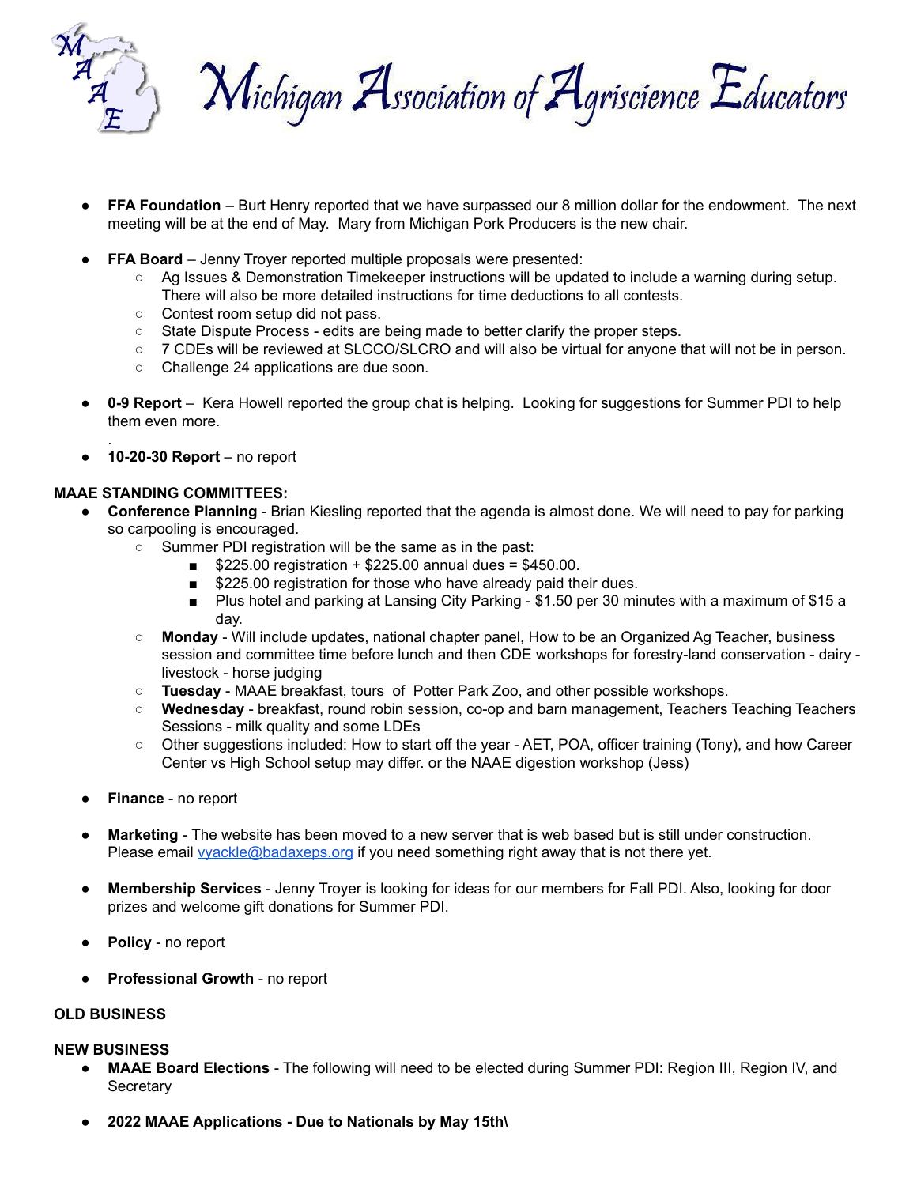- **FFA Foundation** – Burt Henry reported that we have surpassed our 8 million dollar for the endowment. The next meeting will be at the end of May. Mary from Michigan Pork Producers is the new chair.

- **FFA Board** – Jenny Troyer reported multiple proposals were presented:
  - Ag Issues & Demonstration Timekeeper instructions will be updated to include a warning during setup. There will also be more detailed instructions for time deductions to all contests.
  - Contest room setup did not pass.
  - State Dispute Process - edits are being made to better clarify the proper steps.
  - 7 CDEs will be reviewed at SLCCO/SLCRO and will also be virtual for anyone that will not be in person.
  - Challenge 24 applications are due soon.

- **0-9 Report** – Kera Howell reported the group chat is helping. Looking for suggestions for Summer PDI to help them even more.
  .
- **10-20-30 Report** – no report

**MAAE STANDING COMMITTEES:**

- **Conference Planning** - Brian Kiesling reported that the agenda is almost done. We will need to pay for parking so carpooling is encouraged.
  - Summer PDI registration will be the same as in the past:
    - $225.00 registration + $225.00 annual dues = $450.00.
    - $225.00 registration for those who have already paid their dues.
    - Plus hotel and parking at Lansing City Parking - $1.50 per 30 minutes with a maximum of $15 a day.
  - **Monday** - Will include updates, national chapter panel, How to be an Organized Ag Teacher, business session and committee time before lunch and then CDE workshops for forestry-land conservation - dairy - livestock - horse judging
  - **Tuesday** - MAAE breakfast, tours of Potter Park Zoo, and other possible workshops.
  - **Wednesday** - breakfast, round robin session, co-op and barn management, Teachers Teaching Teachers Sessions - milk quality and some LDEs
  - Other suggestions included: How to start off the year - AET, POA, officer training (Tony), and how Career Center vs High School setup may differ. or the NAAE digestion workshop (Jess)

- **Finance** - no report

- **Marketing** - The website has been moved to a new server that is web based but is still under construction. Please email [vyackle@badaxeps.org](mailto:vyackle@badaxeps.org) if you need something right away that is not there yet.

- **Membership Services** - Jenny Troyer is looking for ideas for our members for Fall PDI. Also, looking for door prizes and welcome gift donations for Summer PDI.

- **Policy** - no report

- **Professional Growth** - no report

**OLD BUSINESS**

**NEW BUSINESS**

- **MAAE Board Elections** - The following will need to be elected during Summer PDI: Region III, Region IV, and Secretary

- **2022 MAAE Applications - Due to Nationals by May 15th\**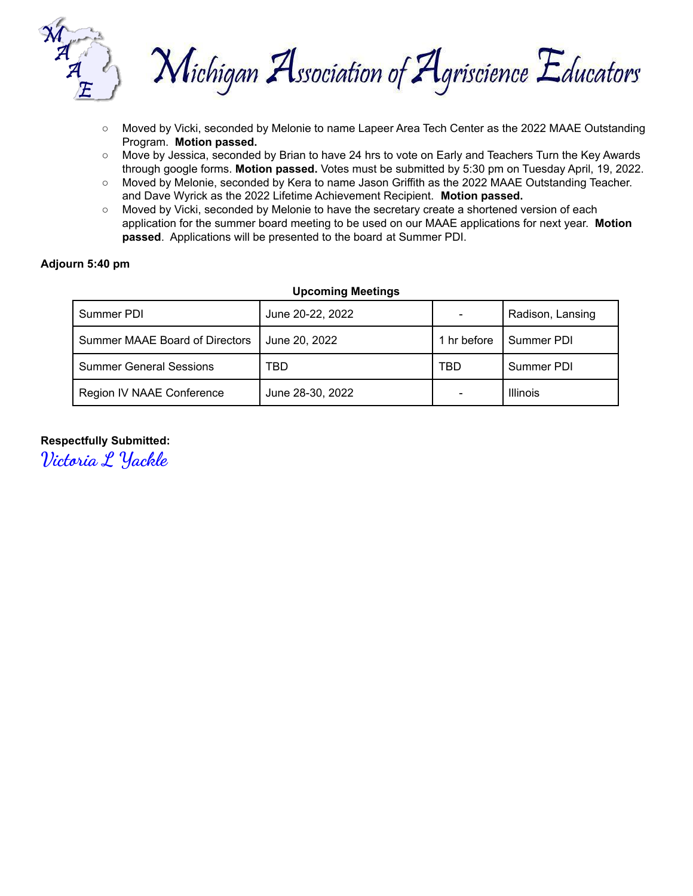- Moved by Vicki, seconded by Melonie to name Lapeer Area Tech Center as the 2022 MAAE Outstanding Program. **Motion passed.**
- Move by Jessica, seconded by Brian to have 24 hrs to vote on Early and Teachers Turn the Key Awards through google forms. **Motion passed.** Votes must be submitted by 5:30 pm on Tuesday April, 19, 2022.
- Moved by Melonie, seconded by Kera to name Jason Griffith as the 2022 MAAE Outstanding Teacher. and Dave Wyrick as the 2022 Lifetime Achievement Recipient. **Motion passed.**
- Moved by Vicki, seconded by Melonie to have the secretary create a shortened version of each application for the summer board meeting to be used on our MAAE applications for next year. **Motion passed**. Applications will be presented to the board at Summer PDI.

**Adjourn 5:40 pm**

**Upcoming Meetings**

| | | | |
|---|---|---|---|
| Summer PDI | June 20-22, 2022 | - | Radison, Lansing |
| Summer MAAE Board of Directors | June 20, 2022 | 1 hr before | Summer PDI |
| Summer General Sessions | TBD | TBD | Summer PDI |
| Region IV NAAE Conference | June 28-30, 2022 | - | Illinois |

**Respectfully Submitted:**

Victoria L Yackle